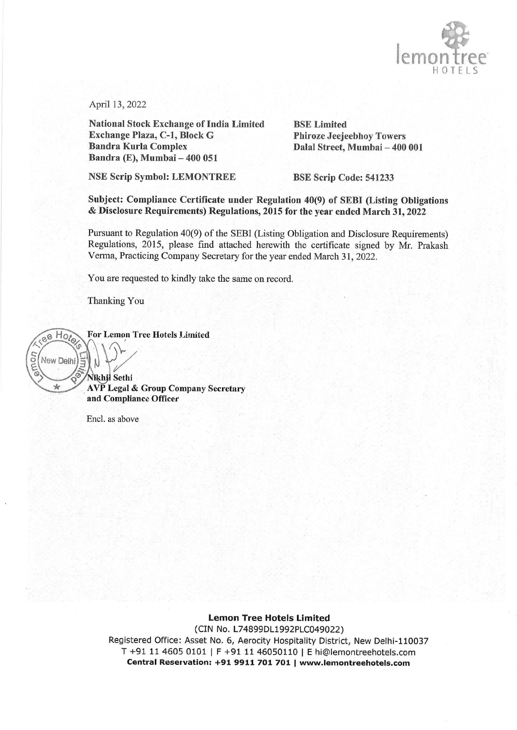April 13, 2022

**National Stock Exchange of India Limited**
**Exchange Plaza, C-1, Block G**
**Bandra Kurla Complex**
**Bandra (E), Mumbai – 400 051**

**BSE Limited**
**Phiroze Jeejeebhoy Towers**
**Dalal Street, Mumbai – 400 001**

**NSE Scrip Symbol: LEMONTREE**

**BSE Scrip Code: 541233**

**Subject: Compliance Certificate under Regulation 40(9) of SEBI (Listing Obligations & Disclosure Requirements) Regulations, 2015 for the year ended March 31, 2022**

Pursuant to Regulation 40(9) of the SEBI (Listing Obligation and Disclosure Requirements) Regulations, 2015, please find attached herewith the certificate signed by Mr. Prakash Verma, Practicing Company Secretary for the year ended March 31, 2022.

You are requested to kindly take the same on record.

Thanking You

**For Lemon Tree Hotels Limited**

**Nikhil Sethi**
**AVP Legal & Group Company Secretary and Compliance Officer**

Encl. as above

**Lemon Tree Hotels Limited**
(CIN No. L74899DL1992PLC049022)
Registered Office: Asset No. 6, Aerocity Hospitality District, New Delhi-110037
T +91 11 4605 0101 | F +91 11 46050110 | E hi@lemontreehotels.com
**Central Reservation: +91 9911 701 701 | www.lemontreehotels.com**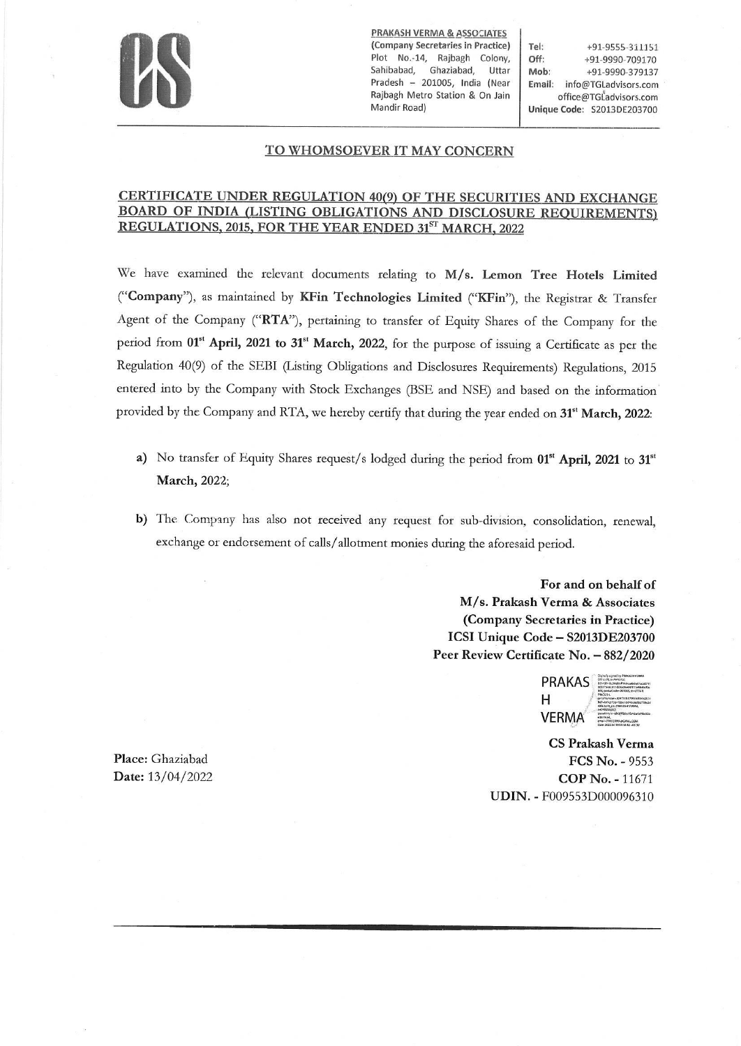**PRAKASH VERMA & ASSOCIATES**
**(Company Secretaries in Practice)**
Plot No.-14, Rajbagh Colony, Sahibabad, Ghaziabad, Uttar Pradesh – 201005, India (Near Rajbagh Metro Station & On Jain Mandir Road)

**Tel:** +91-9555-311151
**Off:** +91-9990-709170
**Mob:** +91-9990-379137
**Email:** info@TGLadvisors.com
office@TGLadvisors.com
**Unique Code:** S2013DE203700

## TO WHOMSOEVER IT MAY CONCERN

## CERTIFICATE UNDER REGULATION 40(9) OF THE SECURITIES AND EXCHANGE BOARD OF INDIA (LISTING OBLIGATIONS AND DISCLOSURE REQUIREMENTS) REGULATIONS, 2015, FOR THE YEAR ENDED 31ST MARCH, 2022

We have examined the relevant documents relating to **M/s. Lemon Tree Hotels Limited** ("**Company**"), as maintained by **KFin Technologies Limited** ("**KFin**"), the Registrar & Transfer Agent of the Company ("**RTA**"), pertaining to transfer of Equity Shares of the Company for the period from **01st April, 2021 to 31st March, 2022**, for the purpose of issuing a Certificate as per the Regulation 40(9) of the SEBI (Listing Obligations and Disclosures Requirements) Regulations, 2015 entered into by the Company with Stock Exchanges (BSE and NSE) and based on the information provided by the Company and RTA, we hereby certify that during the year ended on **31st March, 2022**:

a) No transfer of Equity Shares request/s lodged during the period from **01st April, 2021** to **31st March, 2022**;

b) The Company has also not received any request for sub-division, consolidation, renewal, exchange or endorsement of calls/allotment monies during the aforesaid period.

**For and on behalf of**
**M/s. Prakash Verma & Associates**
**(Company Secretaries in Practice)**
**ICSI Unique Code – S2013DE203700**
**Peer Review Certificate No. – 882/2020**

PRAKASH VERMA

**CS Prakash Verma**
**FCS No. -** 9553
**COP No. -** 11671
**UDIN. -** F009553D000096310

**Place:** Ghaziabad
**Date:** 13/04/2022